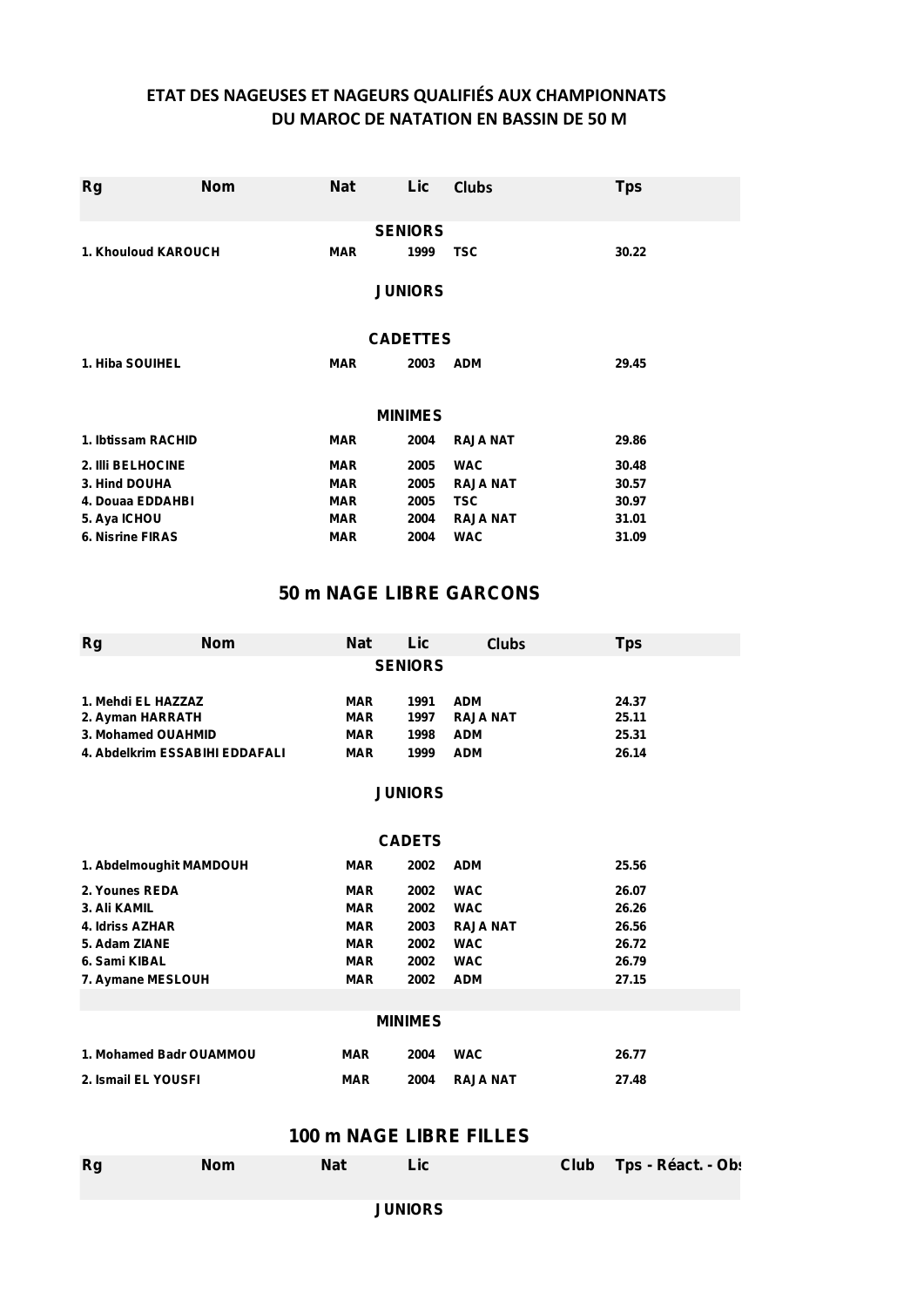# ETAT DES NAGEUSES ET NAGEURS QUALIFIÉS AUX CHAMPIONNATS DU MAROC DE NATATION EN BASSIN DE 50 M

| Rg | Nom | Nat | Lic | Clubs | Tps |
|---|---|---|---|---|---|
| | | | **SENIORS** | | |
| 1. | Khouloud KAROUCH | MAR | 1999 | TSC | 30.22 |
| | | | **JUNIORS** | | |
| | | | **CADETTES** | | |
| 1. | Hiba SOUIHEL | MAR | 2003 | ADM | 29.45 |
| | | | **MINIMES** | | |
| 1. | Ibtissam RACHID | MAR | 2004 | RAJA NAT | 29.86 |
| 2. | Illi BELHOCINE | MAR | 2005 | WAC | 30.48 |
| 3. | Hind DOUHA | MAR | 2005 | RAJA NAT | 30.57 |
| 4. | Douaa EDDAHBI | MAR | 2005 | TSC | 30.97 |
| 5. | Aya ICHOU | MAR | 2004 | RAJA NAT | 31.01 |
| 6. | Nisrine FIRAS | MAR | 2004 | WAC | 31.09 |

## 50 m NAGE LIBRE GARCONS

| Rg | Nom | Nat | Lic | Clubs | Tps |
|---|---|---|---|---|---|
| | | | **SENIORS** | | |
| 1. | Mehdi EL HAZZAZ | MAR | 1991 | ADM | 24.37 |
| 2. | Ayman HARRATH | MAR | 1997 | RAJA NAT | 25.11 |
| 3. | Mohamed OUAHMID | MAR | 1998 | ADM | 25.31 |
| 4. | Abdelkrim ESSABIHI EDDAFALI | MAR | 1999 | ADM | 26.14 |
| | | | **JUNIORS** | | |
| | | | **CADETS** | | |
| 1. | Abdelmoughit MAMDOUH | MAR | 2002 | ADM | 25.56 |
| 2. | Younes REDA | MAR | 2002 | WAC | 26.07 |
| 3. | Ali KAMIL | MAR | 2002 | WAC | 26.26 |
| 4. | Idriss AZHAR | MAR | 2003 | RAJA NAT | 26.56 |
| 5. | Adam ZIANE | MAR | 2002 | WAC | 26.72 |
| 6. | Sami KIBAL | MAR | 2002 | WAC | 26.79 |
| 7. | Aymane MESLOUH | MAR | 2002 | ADM | 27.15 |
| | | | **MINIMES** | | |
| 1. | Mohamed Badr OUAMMOU | MAR | 2004 | WAC | 26.77 |
| 2. | Ismail EL YOUSFI | MAR | 2004 | RAJA NAT | 27.48 |

## 100 m NAGE LIBRE FILLES

| Rg | Nom | Nat | Lic | Club | Tps - Réact. - Obs |
|---|---|---|---|---|---|
| | | | **JUNIORS** | | |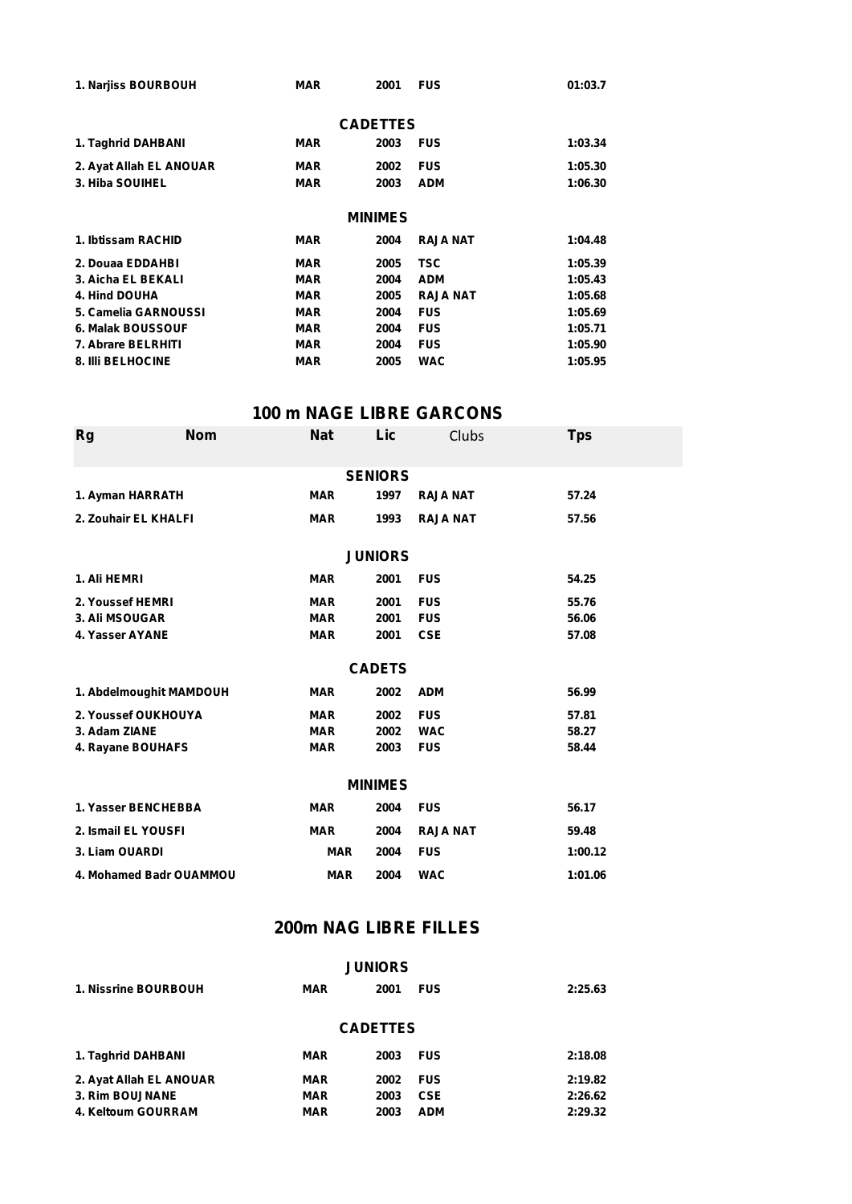| | | | | |
|---|---|---|---|---|
| 1. Narjiss BOURBOUH | MAR | 2001 | FUS | 01:03.7 |
| | | **CADETTES** | | |
| 1. Taghrid DAHBANI | MAR | 2003 | FUS | 1:03.34 |
| 2. Ayat Allah EL ANOUAR | MAR | 2002 | FUS | 1:05.30 |
| 3. Hiba SOUIHEL | MAR | 2003 | ADM | 1:06.30 |
| | | **MINIMES** | | |
| 1. Ibtissam RACHID | MAR | 2004 | RAJA NAT | 1:04.48 |
| 2. Douaa EDDAHBI | MAR | 2005 | TSC | 1:05.39 |
| 3. Aicha EL BEKALI | MAR | 2004 | ADM | 1:05.43 |
| 4. Hind DOUHA | MAR | 2005 | RAJA NAT | 1:05.68 |
| 5. Camelia GARNOUSSI | MAR | 2004 | FUS | 1:05.69 |
| 6. Malak BOUSSOUF | MAR | 2004 | FUS | 1:05.71 |
| 7. Abrare BELRHITI | MAR | 2004 | FUS | 1:05.90 |
| 8. Illi BELHOCINE | MAR | 2005 | WAC | 1:05.95 |

## 100 m NAGE LIBRE GARCONS

| Rg Nom | Nat | Lic | Clubs | Tps |
|---|---|---|---|---|
| | | **SENIORS** | | |
| 1. Ayman HARRATH | MAR | 1997 | RAJA NAT | 57.24 |
| 2. Zouhair EL KHALFI | MAR | 1993 | RAJA NAT | 57.56 |
| | | **JUNIORS** | | |
| 1. Ali HEMRI | MAR | 2001 | FUS | 54.25 |
| 2. Youssef HEMRI | MAR | 2001 | FUS | 55.76 |
| 3. Ali MSOUGAR | MAR | 2001 | FUS | 56.06 |
| 4. Yasser AYANE | MAR | 2001 | CSE | 57.08 |
| | | **CADETS** | | |
| 1. Abdelmoughit MAMDOUH | MAR | 2002 | ADM | 56.99 |
| 2. Youssef OUKHOUYA | MAR | 2002 | FUS | 57.81 |
| 3. Adam ZIANE | MAR | 2002 | WAC | 58.27 |
| 4. Rayane BOUHAFS | MAR | 2003 | FUS | 58.44 |
| | | **MINIMES** | | |
| 1. Yasser BENCHEBBA | MAR | 2004 | FUS | 56.17 |
| 2. Ismail EL YOUSFI | MAR | 2004 | RAJA NAT | 59.48 |
| 3. Liam OUARDI | MAR | 2004 | FUS | 1:00.12 |
| 4. Mohamed Badr OUAMMOU | MAR | 2004 | WAC | 1:01.06 |

## 200m NAG LIBRE FILLES

| | | | | |
|---|---|---|---|---|
| | | **JUNIORS** | | |
| 1. Nissrine BOURBOUH | MAR | 2001 | FUS | 2:25.63 |
| | | **CADETTES** | | |
| 1. Taghrid DAHBANI | MAR | 2003 | FUS | 2:18.08 |
| 2. Ayat Allah EL ANOUAR | MAR | 2002 | FUS | 2:19.82 |
| 3. Rim BOUJNANE | MAR | 2003 | CSE | 2:26.62 |
| 4. Keltoum GOURRAM | MAR | 2003 | ADM | 2:29.32 |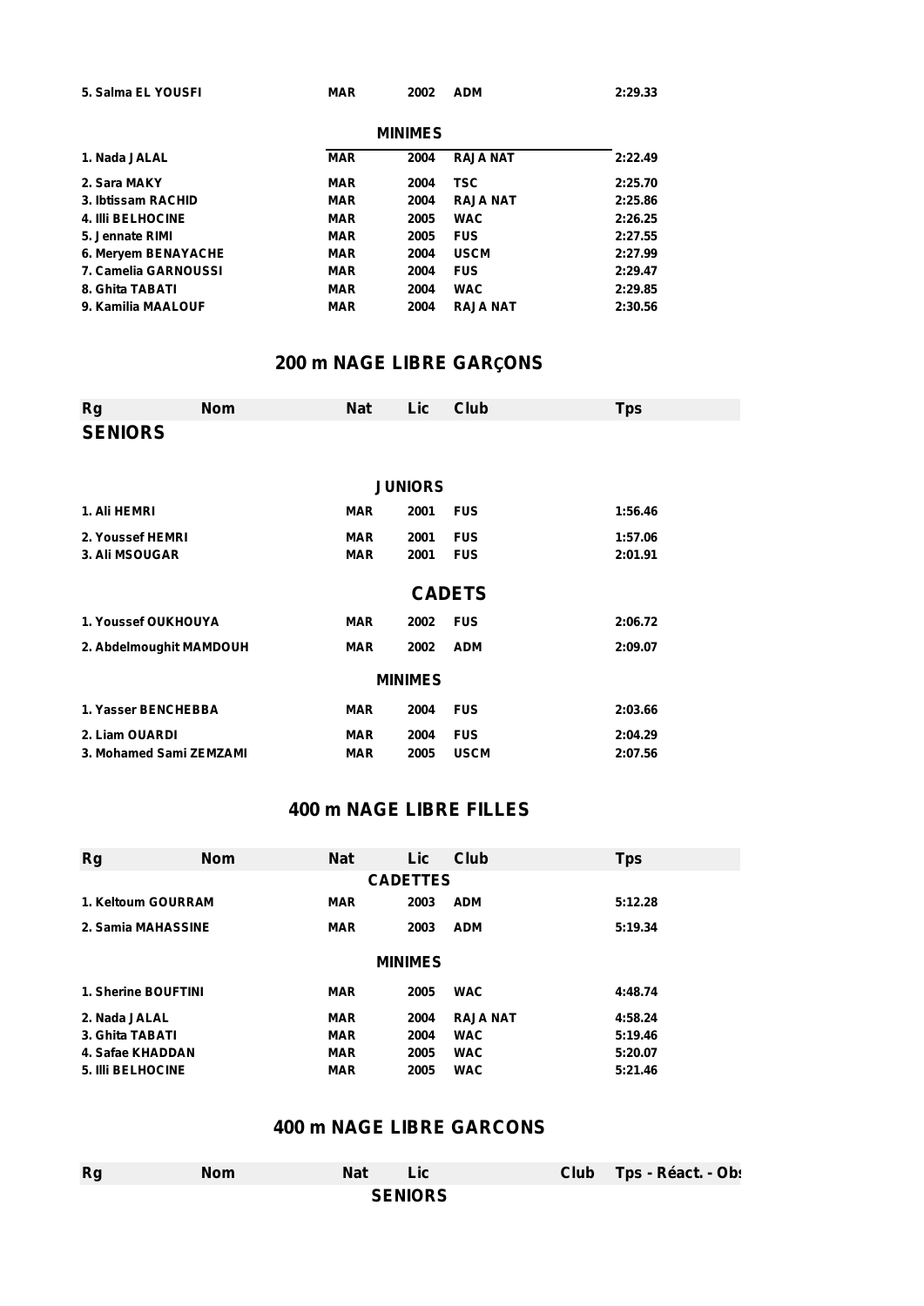| | | | | |
|---|---|---|---|---|
| 5. Salma EL YOUSFI | MAR | 2002 | ADM | 2:29.33 |
| **MINIMES** | | | | |
| 1. Nada JALAL | MAR | 2004 | RAJA NAT | 2:22.49 |
| 2. Sara MAKY | MAR | 2004 | TSC | 2:25.70 |
| 3. Ibtissam RACHID | MAR | 2004 | RAJA NAT | 2:25.86 |
| 4. Illi BELHOCINE | MAR | 2005 | WAC | 2:26.25 |
| 5. Jennate RIMI | MAR | 2005 | FUS | 2:27.55 |
| 6. Meryem BENAYACHE | MAR | 2004 | USCM | 2:27.99 |
| 7. Camelia GARNOUSSI | MAR | 2004 | FUS | 2:29.47 |
| 8. Ghita TABATI | MAR | 2004 | WAC | 2:29.85 |
| 9. Kamilia MAALOUF | MAR | 2004 | RAJA NAT | 2:30.56 |

## 200 m NAGE LIBRE GARÇONS

| Rg Nom | Nat | Lic | Club | Tps |
|---|---|---|---|---|
| **SENIORS** | | | | |
| **JUNIORS** | | | | |
| 1. Ali HEMRI | MAR | 2001 | FUS | 1:56.46 |
| 2. Youssef HEMRI | MAR | 2001 | FUS | 1:57.06 |
| 3. Ali MSOUGAR | MAR | 2001 | FUS | 2:01.91 |
| **CADETS** | | | | |
| 1. Youssef OUKHOUYA | MAR | 2002 | FUS | 2:06.72 |
| 2. Abdelmoughit MAMDOUH | MAR | 2002 | ADM | 2:09.07 |
| **MINIMES** | | | | |
| 1. Yasser BENCHEBBA | MAR | 2004 | FUS | 2:03.66 |
| 2. Liam OUARDI | MAR | 2004 | FUS | 2:04.29 |
| 3. Mohamed Sami ZEMZAMI | MAR | 2005 | USCM | 2:07.56 |

## 400 m NAGE LIBRE FILLES

| Rg Nom | Nat | Lic | Club | Tps |
|---|---|---|---|---|
| **CADETTES** | | | | |
| 1. Keltoum GOURRAM | MAR | 2003 | ADM | 5:12.28 |
| 2. Samia MAHASSINE | MAR | 2003 | ADM | 5:19.34 |
| **MINIMES** | | | | |
| 1. Sherine BOUFTINI | MAR | 2005 | WAC | 4:48.74 |
| 2. Nada JALAL | MAR | 2004 | RAJA NAT | 4:58.24 |
| 3. Ghita TABATI | MAR | 2004 | WAC | 5:19.46 |
| 4. Safae KHADDAN | MAR | 2005 | WAC | 5:20.07 |
| 5. Illi BELHOCINE | MAR | 2005 | WAC | 5:21.46 |

## 400 m NAGE LIBRE GARCONS

| Rg Nom | Nat | Lic | Club | Tps - Réact. - Obs |
|---|---|---|---|---|
| **SENIORS** | | | | |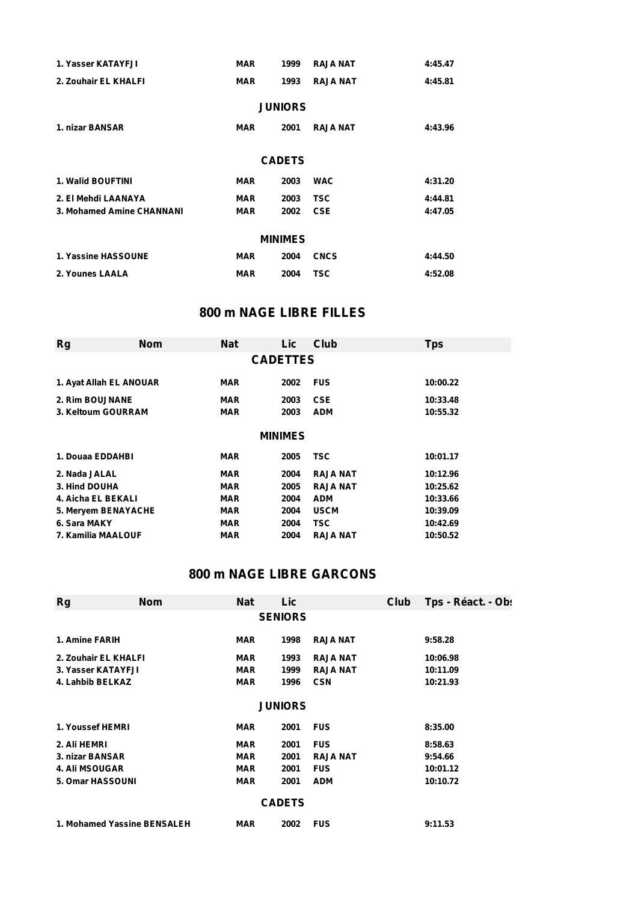| Rg | Nom | Nat | Lic | Club | Tps |
|---|---|---|---|---|---|
| 1. Yasser KATAYFJI | | MAR | 1999 | RAJA NAT | 4:45.47 |
| 2. Zouhair EL KHALFI | | MAR | 1993 | RAJA NAT | 4:45.81 |
| | | | **JUNIORS** | | |
| 1. nizar BANSAR | | MAR | 2001 | RAJA NAT | 4:43.96 |
| | | | **CADETS** | | |
| 1. Walid BOUFTINI | | MAR | 2003 | WAC | 4:31.20 |
| 2. El Mehdi LAANAYA | | MAR | 2003 | TSC | 4:44.81 |
| 3. Mohamed Amine CHANNANI | | MAR | 2002 | CSE | 4:47.05 |
| | | | **MINIMES** | | |
| 1. Yassine HASSOUNE | | MAR | 2004 | CNCS | 4:44.50 |
| 2. Younes LAALA | | MAR | 2004 | TSC | 4:52.08 |

## 800 m NAGE LIBRE FILLES

| Rg | Nom | Nat | Lic | Club | Tps |
|---|---|---|---|---|---|
| | | | **CADETTES** | | |
| 1. Ayat Allah EL ANOUAR | | MAR | 2002 | FUS | 10:00.22 |
| 2. Rim BOUJNANE | | MAR | 2003 | CSE | 10:33.48 |
| 3. Keltoum GOURRAM | | MAR | 2003 | ADM | 10:55.32 |
| | | | **MINIMES** | | |
| 1. Douaa EDDAHBI | | MAR | 2005 | TSC | 10:01.17 |
| 2. Nada JALAL | | MAR | 2004 | RAJA NAT | 10:12.96 |
| 3. Hind DOUHA | | MAR | 2005 | RAJA NAT | 10:25.62 |
| 4. Aicha EL BEKALI | | MAR | 2004 | ADM | 10:33.66 |
| 5. Meryem BENAYACHE | | MAR | 2004 | USCM | 10:39.09 |
| 6. Sara MAKY | | MAR | 2004 | TSC | 10:42.69 |
| 7. Kamilia MAALOUF | | MAR | 2004 | RAJA NAT | 10:50.52 |

## 800 m NAGE LIBRE GARCONS

| Rg | Nom | Nat | Lic | Club | Tps - Réact. - Obs |
|---|---|---|---|---|---|
| | | | **SENIORS** | | |
| 1. Amine FARIH | | MAR | 1998 | RAJA NAT | 9:58.28 |
| 2. Zouhair EL KHALFI | | MAR | 1993 | RAJA NAT | 10:06.98 |
| 3. Yasser KATAYFJI | | MAR | 1999 | RAJA NAT | 10:11.09 |
| 4. Lahbib BELKAZ | | MAR | 1996 | CSN | 10:21.93 |
| | | | **JUNIORS** | | |
| 1. Youssef HEMRI | | MAR | 2001 | FUS | 8:35.00 |
| 2. Ali HEMRI | | MAR | 2001 | FUS | 8:58.63 |
| 3. nizar BANSAR | | MAR | 2001 | RAJA NAT | 9:54.66 |
| 4. Ali MSOUGAR | | MAR | 2001 | FUS | 10:01.12 |
| 5. Omar HASSOUNI | | MAR | 2001 | ADM | 10:10.72 |
| | | | **CADETS** | | |
| 1. Mohamed Yassine BENSALEH | | MAR | 2002 | FUS | 9:11.53 |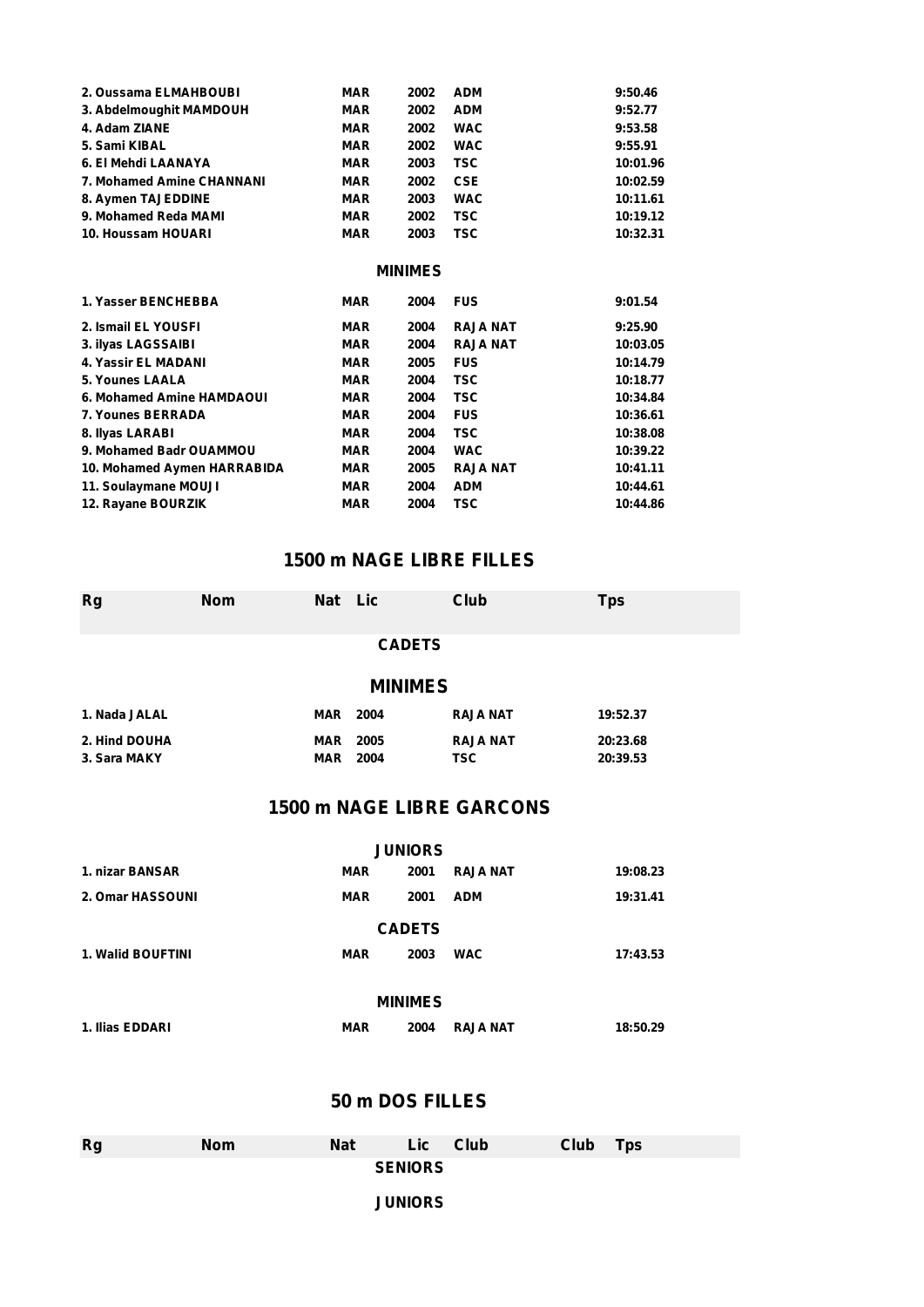| | | | | |
|---|---|---|---|---|
| 2. Oussama ELMAHBOUBI | MAR | 2002 | ADM | 9:50.46 |
| 3. Abdelmoughit MAMDOUH | MAR | 2002 | ADM | 9:52.77 |
| 4. Adam ZIANE | MAR | 2002 | WAC | 9:53.58 |
| 5. Sami KIBAL | MAR | 2002 | WAC | 9:55.91 |
| 6. El Mehdi LAANAYA | MAR | 2003 | TSC | 10:01.96 |
| 7. Mohamed Amine CHANNANI | MAR | 2002 | CSE | 10:02.59 |
| 8. Aymen TAJEDDINE | MAR | 2003 | WAC | 10:11.61 |
| 9. Mohamed Reda MAMI | MAR | 2002 | TSC | 10:19.12 |
| 10. Houssam HOUARI | MAR | 2003 | TSC | 10:32.31 |

**MINIMES**

| | | | | |
|---|---|---|---|---|
| 1. Yasser BENCHEBBA | MAR | 2004 | FUS | 9:01.54 |
| 2. Ismail EL YOUSFI | MAR | 2004 | RAJA NAT | 9:25.90 |
| 3. ilyas LAGSSAIBI | MAR | 2004 | RAJA NAT | 10:03.05 |
| 4. Yassir EL MADANI | MAR | 2005 | FUS | 10:14.79 |
| 5. Younes LAALA | MAR | 2004 | TSC | 10:18.77 |
| 6. Mohamed Amine HAMDAOUI | MAR | 2004 | TSC | 10:34.84 |
| 7. Younes BERRADA | MAR | 2004 | FUS | 10:36.61 |
| 8. Ilyas LARABI | MAR | 2004 | TSC | 10:38.08 |
| 9. Mohamed Badr OUAMMOU | MAR | 2004 | WAC | 10:39.22 |
| 10. Mohamed Aymen HARRABIDA | MAR | 2005 | RAJA NAT | 10:41.11 |
| 11. Soulaymane MOUJI | MAR | 2004 | ADM | 10:44.61 |
| 12. Rayane BOURZIK | MAR | 2004 | TSC | 10:44.86 |

## 1500 m NAGE LIBRE FILLES

| Rg | Nom | Nat | Lic | Club | Tps |
|---|---|---|---|---|---|

**CADETS**

**MINIMES**

| | | | | |
|---|---|---|---|---|
| 1. Nada JALAL | MAR | 2004 | RAJA NAT | 19:52.37 |
| 2. Hind DOUHA | MAR | 2005 | RAJA NAT | 20:23.68 |
| 3. Sara MAKY | MAR | 2004 | TSC | 20:39.53 |

## 1500 m NAGE LIBRE GARCONS

**JUNIORS**

| | | | | |
|---|---|---|---|---|
| 1. nizar BANSAR | MAR | 2001 | RAJA NAT | 19:08.23 |
| 2. Omar HASSOUNI | MAR | 2001 | ADM | 19:31.41 |

**CADETS**

| | | | | |
|---|---|---|---|---|
| 1. Walid BOUFTINI | MAR | 2003 | WAC | 17:43.53 |

**MINIMES**

| | | | | |
|---|---|---|---|---|
| 1. Ilias EDDARI | MAR | 2004 | RAJA NAT | 18:50.29 |

## 50 m DOS FILLES

| Rg | Nom | Nat | Lic | Club | Club | Tps |
|---|---|---|---|---|---|---|

**SENIORS**

**JUNIORS**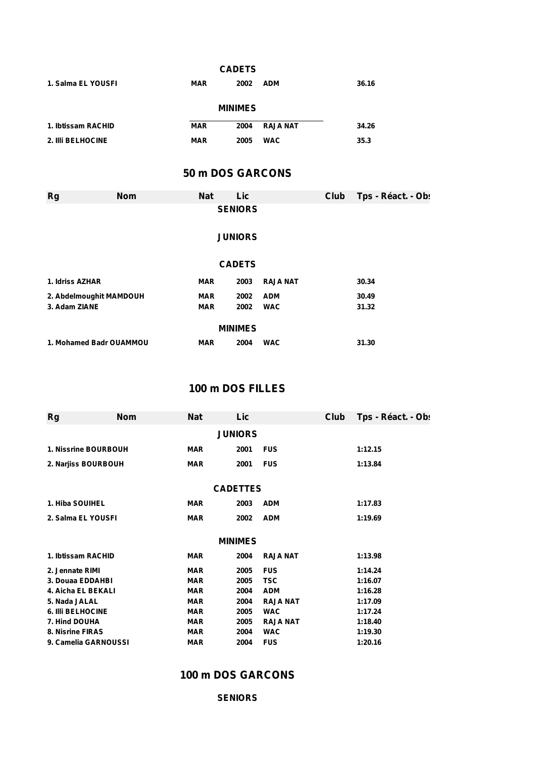**CADETS**

| | | | | |
|---|---|---|---|---|
| 1. Salma EL YOUSFI | MAR | 2002 | ADM | 36.16 |

**MINIMES**

| | | | | |
|---|---|---|---|---|
| 1. Ibtissam RACHID | MAR | 2004 | RAJA NAT | 34.26 |
| 2. Illi BELHOCINE | MAR | 2005 | WAC | 35.3 |

## 50 m DOS GARCONS

| Rg Nom | Nat | Lic | Club | Tps - Réact. - Obs |
|---|---|---|---|---|
| **SENIORS** | | | | |
| **JUNIORS** | | | | |
| **CADETS** | | | | |
| 1. Idriss AZHAR | MAR | 2003 | RAJA NAT | 30.34 |
| 2. Abdelmoughit MAMDOUH | MAR | 2002 | ADM | 30.49 |
| 3. Adam ZIANE | MAR | 2002 | WAC | 31.32 |
| **MINIMES** | | | | |
| 1. Mohamed Badr OUAMMOU | MAR | 2004 | WAC | 31.30 |

## 100 m DOS FILLES

| Rg Nom | Nat | Lic | Club | Tps - Réact. - Obs |
|---|---|---|---|---|
| **JUNIORS** | | | | |
| 1. Nissrine BOURBOUH | MAR | 2001 | FUS | 1:12.15 |
| 2. Narjiss BOURBOUH | MAR | 2001 | FUS | 1:13.84 |
| **CADETTES** | | | | |
| 1. Hiba SOUIHEL | MAR | 2003 | ADM | 1:17.83 |
| 2. Salma EL YOUSFI | MAR | 2002 | ADM | 1:19.69 |
| **MINIMES** | | | | |
| 1. Ibtissam RACHID | MAR | 2004 | RAJA NAT | 1:13.98 |
| 2. Jennate RIMI | MAR | 2005 | FUS | 1:14.24 |
| 3. Douaa EDDAHBI | MAR | 2005 | TSC | 1:16.07 |
| 4. Aicha EL BEKALI | MAR | 2004 | ADM | 1:16.28 |
| 5. Nada JALAL | MAR | 2004 | RAJA NAT | 1:17.09 |
| 6. Illi BELHOCINE | MAR | 2005 | WAC | 1:17.24 |
| 7. Hind DOUHA | MAR | 2005 | RAJA NAT | 1:18.40 |
| 8. Nisrine FIRAS | MAR | 2004 | WAC | 1:19.30 |
| 9. Camelia GARNOUSSI | MAR | 2004 | FUS | 1:20.16 |

## 100 m DOS GARCONS

**SENIORS**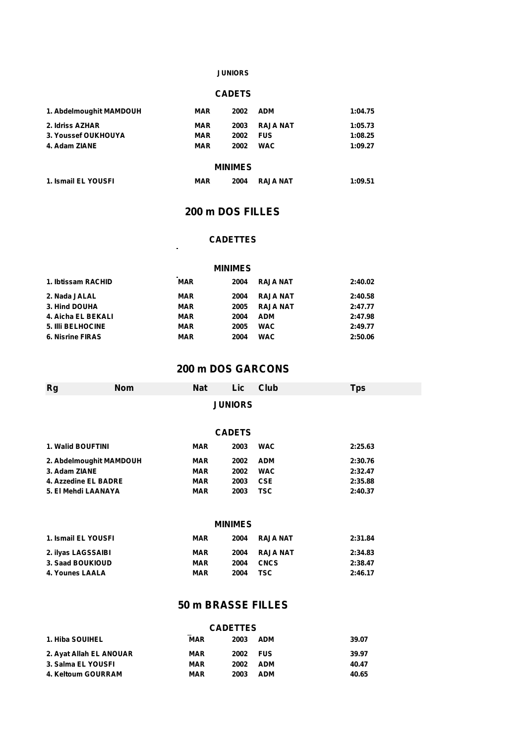**JUNIORS**

**CADETS**

| | | | | |
|---|---|---|---|---|
| 1. Abdelmoughit MAMDOUH | MAR | 2002 | ADM | 1:04.75 |
| 2. Idriss AZHAR | MAR | 2003 | RAJA NAT | 1:05.73 |
| 3. Youssef OUKHOUYA | MAR | 2002 | FUS | 1:08.25 |
| 4. Adam ZIANE | MAR | 2002 | WAC | 1:09.27 |

**MINIMES**

| | | | | |
|---|---|---|---|---|
| 1. Ismail EL YOUSFI | MAR | 2004 | RAJA NAT | 1:09.51 |

## 200 m DOS FILLES

**CADETTES**

**MINIMES**

| | | | | |
|---|---|---|---|---|
| 1. Ibtissam RACHID | MAR | 2004 | RAJA NAT | 2:40.02 |
| 2. Nada JALAL | MAR | 2004 | RAJA NAT | 2:40.58 |
| 3. Hind DOUHA | MAR | 2005 | RAJA NAT | 2:47.77 |
| 4. Aicha EL BEKALI | MAR | 2004 | ADM | 2:47.98 |
| 5. Illi BELHOCINE | MAR | 2005 | WAC | 2:49.77 |
| 6. Nisrine FIRAS | MAR | 2004 | WAC | 2:50.06 |

## 200 m DOS GARCONS

| Rg Nom | Nat | Lic | Club | Tps |
|---|---|---|---|---|

**JUNIORS**

**CADETS**

| | | | | |
|---|---|---|---|---|
| 1. Walid BOUFTINI | MAR | 2003 | WAC | 2:25.63 |
| 2. Abdelmoughit MAMDOUH | MAR | 2002 | ADM | 2:30.76 |
| 3. Adam ZIANE | MAR | 2002 | WAC | 2:32.47 |
| 4. Azzedine EL BADRE | MAR | 2003 | CSE | 2:35.88 |
| 5. El Mehdi LAANAYA | MAR | 2003 | TSC | 2:40.37 |

**MINIMES**

| | | | | |
|---|---|---|---|---|
| 1. Ismail EL YOUSFI | MAR | 2004 | RAJA NAT | 2:31.84 |
| 2. ilyas LAGSSAIBI | MAR | 2004 | RAJA NAT | 2:34.83 |
| 3. Saad BOUKIOUD | MAR | 2004 | CNCS | 2:38.47 |
| 4. Younes LAALA | MAR | 2004 | TSC | 2:46.17 |

## 50 m BRASSE FILLES

**CADETTES**

| | | | | |
|---|---|---|---|---|
| 1. Hiba SOUIHEL | MAR | 2003 | ADM | 39.07 |
| 2. Ayat Allah EL ANOUAR | MAR | 2002 | FUS | 39.97 |
| 3. Salma EL YOUSFI | MAR | 2002 | ADM | 40.47 |
| 4. Keltoum GOURRAM | MAR | 2003 | ADM | 40.65 |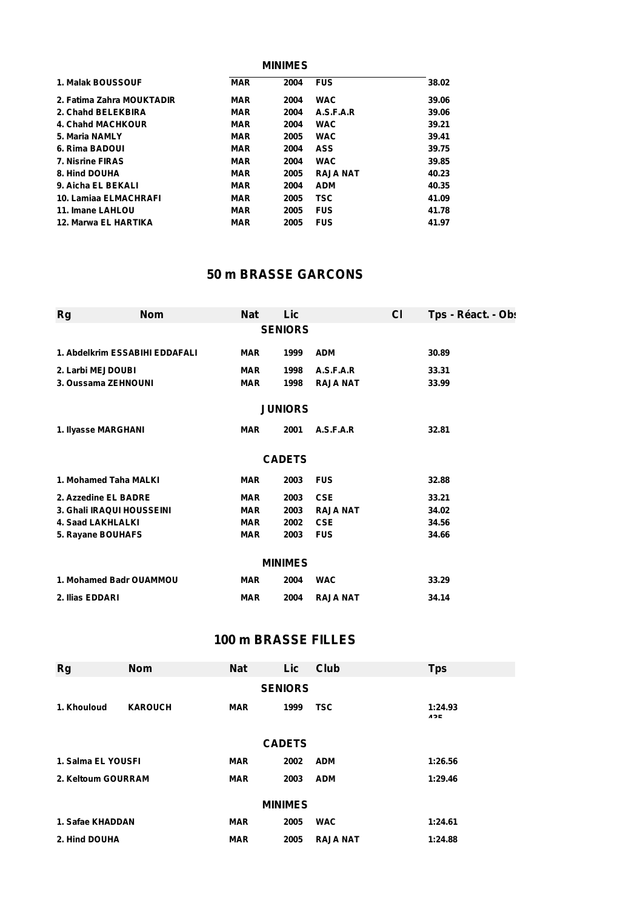**MINIMES**

| | | | | |
|---|---|---|---|---|
| 1. Malak BOUSSOUF | MAR | 2004 | FUS | 38.02 |
| 2. Fatima Zahra MOUKTADIR | MAR | 2004 | WAC | 39.06 |
| 2. Chahd BELEKBIRA | MAR | 2004 | A.S.F.A.R | 39.06 |
| 4. Chahd MACHKOUR | MAR | 2004 | WAC | 39.21 |
| 5. Maria NAMLY | MAR | 2005 | WAC | 39.41 |
| 6. Rima BADOUI | MAR | 2004 | ASS | 39.75 |
| 7. Nisrine FIRAS | MAR | 2004 | WAC | 39.85 |
| 8. Hind DOUHA | MAR | 2005 | RAJA NAT | 40.23 |
| 9. Aicha EL BEKALI | MAR | 2004 | ADM | 40.35 |
| 10. Lamiaa ELMACHRAFI | MAR | 2005 | TSC | 41.09 |
| 11. Imane LAHLOU | MAR | 2005 | FUS | 41.78 |
| 12. Marwa EL HARTIKA | MAR | 2005 | FUS | 41.97 |

## 50 m BRASSE GARCONS

| Rg Nom | Nat | Lic | | Cl | Tps - Réact. - Obs |
|---|---|---|---|---|---|
| **SENIORS** | | | | | |
| 1. Abdelkrim ESSABIHI EDDAFALI | MAR | 1999 | ADM | | 30.89 |
| 2. Larbi MEJDOUBI | MAR | 1998 | A.S.F.A.R | | 33.31 |
| 3. Oussama ZEHNOUNI | MAR | 1998 | RAJA NAT | | 33.99 |
| **JUNIORS** | | | | | |
| 1. Ilyasse MARGHANI | MAR | 2001 | A.S.F.A.R | | 32.81 |
| **CADETS** | | | | | |
| 1. Mohamed Taha MALKI | MAR | 2003 | FUS | | 32.88 |
| 2. Azzedine EL BADRE | MAR | 2003 | CSE | | 33.21 |
| 3. Ghali IRAQUI HOUSSEINI | MAR | 2003 | RAJA NAT | | 34.02 |
| 4. Saad LAKHLALKI | MAR | 2002 | CSE | | 34.56 |
| 5. Rayane BOUHAFS | MAR | 2003 | FUS | | 34.66 |
| **MINIMES** | | | | | |
| 1. Mohamed Badr OUAMMOU | MAR | 2004 | WAC | | 33.29 |
| 2. Ilias EDDARI | MAR | 2004 | RAJA NAT | | 34.14 |

## 100 m BRASSE FILLES

| Rg Nom | Nat | Lic | Club | Tps |
|---|---|---|---|---|
| **SENIORS** | | | | |
| 1. Khouloud KAROUCH | MAR | 1999 | TSC | 1:24.93 |
| **CADETS** | | | | |
| 1. Salma EL YOUSFI | MAR | 2002 | ADM | 1:26.56 |
| 2. Keltoum GOURRAM | MAR | 2003 | ADM | 1:29.46 |
| **MINIMES** | | | | |
| 1. Safae KHADDAN | MAR | 2005 | WAC | 1:24.61 |
| 2. Hind DOUHA | MAR | 2005 | RAJA NAT | 1:24.88 |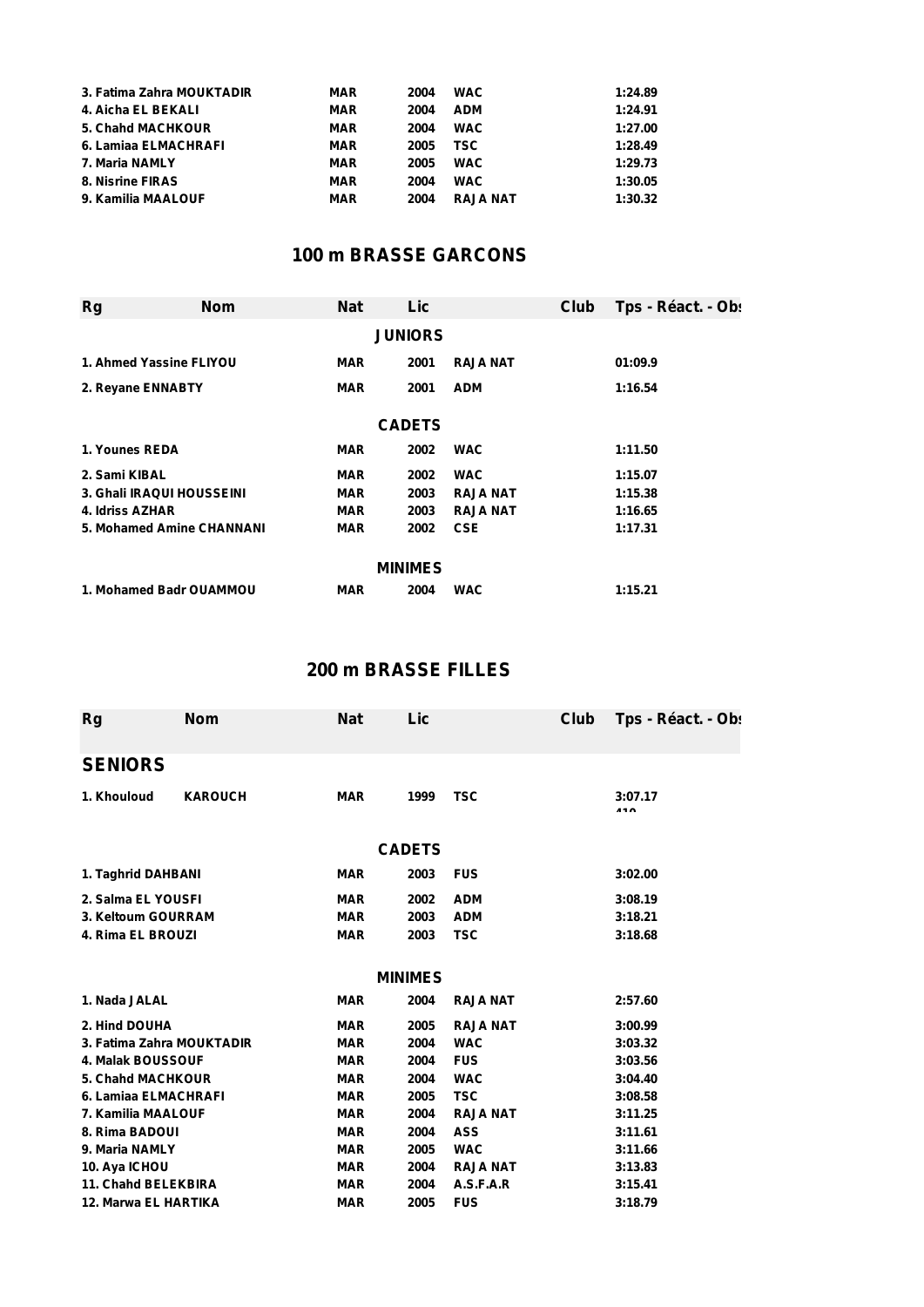| | | | | | |
|---|---|---|---|---|---|
| 3. Fatima Zahra MOUKTADIR | MAR | 2004 | WAC | | 1:24.89 |
| 4. Aicha EL BEKALI | MAR | 2004 | ADM | | 1:24.91 |
| 5. Chahd MACHKOUR | MAR | 2004 | WAC | | 1:27.00 |
| 6. Lamiaa ELMACHRAFI | MAR | 2005 | TSC | | 1:28.49 |
| 7. Maria NAMLY | MAR | 2005 | WAC | | 1:29.73 |
| 8. Nisrine FIRAS | MAR | 2004 | WAC | | 1:30.05 |
| 9. Kamilia MAALOUF | MAR | 2004 | RAJA NAT | | 1:30.32 |

## 100 m BRASSE GARCONS

| Rg Nom | Nat | Lic | | Club | Tps - Réact. - Obs |
|---|---|---|---|---|---|
| **JUNIORS** | | | | | |
| 1. Ahmed Yassine FLIYOU | MAR | 2001 | RAJA NAT | | 01:09.9 |
| 2. Reyane ENNABTY | MAR | 2001 | ADM | | 1:16.54 |
| **CADETS** | | | | | |
| 1. Younes REDA | MAR | 2002 | WAC | | 1:11.50 |
| 2. Sami KIBAL | MAR | 2002 | WAC | | 1:15.07 |
| 3. Ghali IRAQUI HOUSSEINI | MAR | 2003 | RAJA NAT | | 1:15.38 |
| 4. Idriss AZHAR | MAR | 2003 | RAJA NAT | | 1:16.65 |
| 5. Mohamed Amine CHANNANI | MAR | 2002 | CSE | | 1:17.31 |
| **MINIMES** | | | | | |
| 1. Mohamed Badr OUAMMOU | MAR | 2004 | WAC | | 1:15.21 |

## 200 m BRASSE FILLES

| Rg Nom | Nat | Lic | | Club | Tps - Réact. - Obs |
|---|---|---|---|---|---|
| **SENIORS** | | | | | |
| 1. Khouloud KAROUCH | MAR | 1999 | TSC | | 3:07.17 |
| **CADETS** | | | | | |
| 1. Taghrid DAHBANI | MAR | 2003 | FUS | | 3:02.00 |
| 2. Salma EL YOUSFI | MAR | 2002 | ADM | | 3:08.19 |
| 3. Keltoum GOURRAM | MAR | 2003 | ADM | | 3:18.21 |
| 4. Rima EL BROUZI | MAR | 2003 | TSC | | 3:18.68 |
| **MINIMES** | | | | | |
| 1. Nada JALAL | MAR | 2004 | RAJA NAT | | 2:57.60 |
| 2. Hind DOUHA | MAR | 2005 | RAJA NAT | | 3:00.99 |
| 3. Fatima Zahra MOUKTADIR | MAR | 2004 | WAC | | 3:03.32 |
| 4. Malak BOUSSOUF | MAR | 2004 | FUS | | 3:03.56 |
| 5. Chahd MACHKOUR | MAR | 2004 | WAC | | 3:04.40 |
| 6. Lamiaa ELMACHRAFI | MAR | 2005 | TSC | | 3:08.58 |
| 7. Kamilia MAALOUF | MAR | 2004 | RAJA NAT | | 3:11.25 |
| 8. Rima BADOUI | MAR | 2004 | ASS | | 3:11.61 |
| 9. Maria NAMLY | MAR | 2005 | WAC | | 3:11.66 |
| 10. Aya ICHOU | MAR | 2004 | RAJA NAT | | 3:13.83 |
| 11. Chahd BELEKBIRA | MAR | 2004 | A.S.F.A.R | | 3:15.41 |
| 12. Marwa EL HARTIKA | MAR | 2005 | FUS | | 3:18.79 |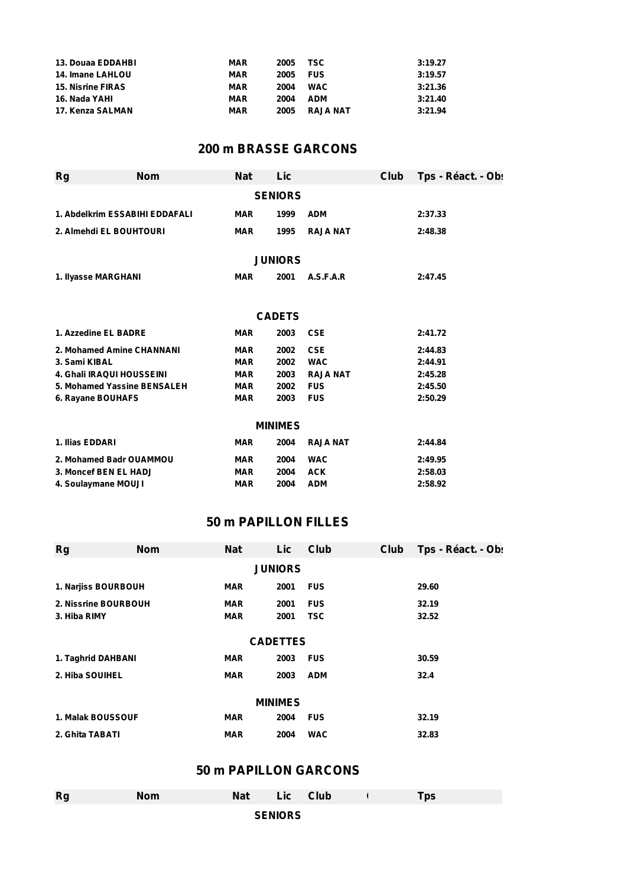| Rg | Nom | Nat | Lic | Club | Club | Tps - Réact. - Obs |
|---|---|---|---|---|---|---|
| 13. Douaa EDDAHBI | | MAR | 2005 | TSC | | 3:19.27 |
| 14. Imane LAHLOU | | MAR | 2005 | FUS | | 3:19.57 |
| 15. Nisrine FIRAS | | MAR | 2004 | WAC | | 3:21.36 |
| 16. Nada YAHI | | MAR | 2004 | ADM | | 3:21.40 |
| 17. Kenza SALMAN | | MAR | 2005 | RAJA NAT | | 3:21.94 |

## 200 m BRASSE GARCONS

| Rg | Nom | Nat | Lic | | Club | Tps - Réact. - Obs |
|---|---|---|---|---|---|---|
| | | | **SENIORS** | | | |
| 1. Abdelkrim ESSABIHI EDDAFALI | | MAR | 1999 | ADM | | 2:37.33 |
| 2. Almehdi EL BOUHTOURI | | MAR | 1995 | RAJA NAT | | 2:48.38 |
| | | | **JUNIORS** | | | |
| 1. Ilyasse MARGHANI | | MAR | 2001 | A.S.F.A.R | | 2:47.45 |
| | | | **CADETS** | | | |
| 1. Azzedine EL BADRE | | MAR | 2003 | CSE | | 2:41.72 |
| 2. Mohamed Amine CHANNANI | | MAR | 2002 | CSE | | 2:44.83 |
| 3. Sami KIBAL | | MAR | 2002 | WAC | | 2:44.91 |
| 4. Ghali IRAQUI HOUSSEINI | | MAR | 2003 | RAJA NAT | | 2:45.28 |
| 5. Mohamed Yassine BENSALEH | | MAR | 2002 | FUS | | 2:45.50 |
| 6. Rayane BOUHAFS | | MAR | 2003 | FUS | | 2:50.29 |
| | | | **MINIMES** | | | |
| 1. Ilias EDDARI | | MAR | 2004 | RAJA NAT | | 2:44.84 |
| 2. Mohamed Badr OUAMMOU | | MAR | 2004 | WAC | | 2:49.95 |
| 3. Moncef BEN EL HADJ | | MAR | 2004 | ACK | | 2:58.03 |
| 4. Soulaymane MOUJI | | MAR | 2004 | ADM | | 2:58.92 |

## 50 m PAPILLON FILLES

| Rg | Nom | Nat | Lic | Club | Club | Tps - Réact. - Obs |
|---|---|---|---|---|---|---|
| | | | **JUNIORS** | | | |
| 1. Narjiss BOURBOUH | | MAR | 2001 | FUS | | 29.60 |
| 2. Nissrine BOURBOUH | | MAR | 2001 | FUS | | 32.19 |
| 3. Hiba RIMY | | MAR | 2001 | TSC | | 32.52 |
| | | | **CADETTES** | | | |
| 1. Taghrid DAHBANI | | MAR | 2003 | FUS | | 30.59 |
| 2. Hiba SOUIHEL | | MAR | 2003 | ADM | | 32.4 |
| | | | **MINIMES** | | | |
| 1. Malak BOUSSOUF | | MAR | 2004 | FUS | | 32.19 |
| 2. Ghita TABATI | | MAR | 2004 | WAC | | 32.83 |

## 50 m PAPILLON GARCONS

| Rg | Nom | Nat | Lic | Club | ( | Tps |
|---|---|---|---|---|---|---|
| | | | **SENIORS** | | | |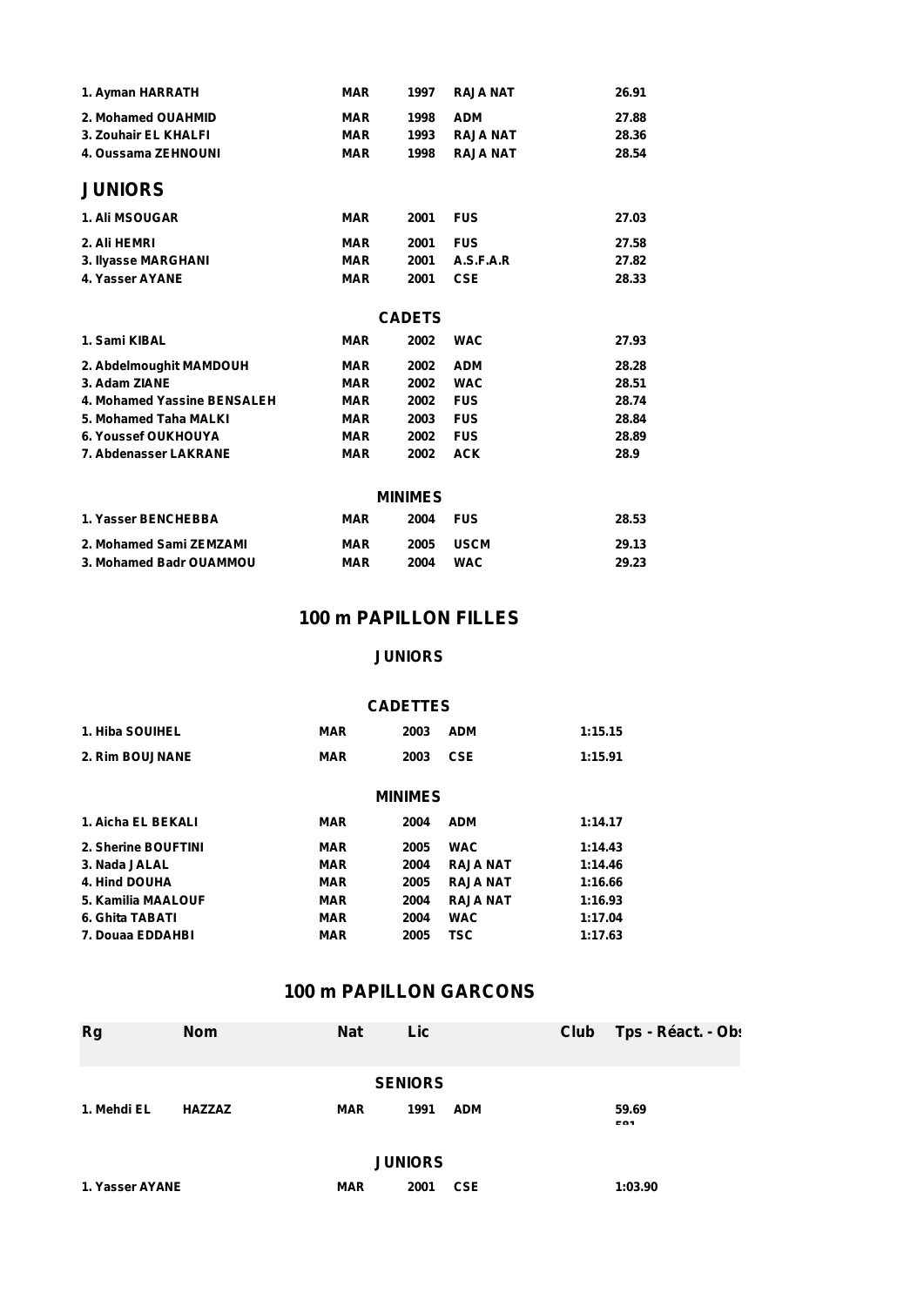| | | | | |
|---|---|---|---|---|
| 1. Ayman HARRATH | MAR | 1997 | RAJA NAT | 26.91 |
| 2. Mohamed OUAHMID | MAR | 1998 | ADM | 27.88 |
| 3. Zouhair EL KHALFI | MAR | 1993 | RAJA NAT | 28.36 |
| 4. Oussama ZEHNOUNI | MAR | 1998 | RAJA NAT | 28.54 |

## JUNIORS

| | | | | |
|---|---|---|---|---|
| 1. Ali MSOUGAR | MAR | 2001 | FUS | 27.03 |
| 2. Ali HEMRI | MAR | 2001 | FUS | 27.58 |
| 3. Ilyasse MARGHANI | MAR | 2001 | A.S.F.A.R | 27.82 |
| 4. Yasser AYANE | MAR | 2001 | CSE | 28.33 |

**CADETS**

| | | | | |
|---|---|---|---|---|
| 1. Sami KIBAL | MAR | 2002 | WAC | 27.93 |
| 2. Abdelmoughit MAMDOUH | MAR | 2002 | ADM | 28.28 |
| 3. Adam ZIANE | MAR | 2002 | WAC | 28.51 |
| 4. Mohamed Yassine BENSALEH | MAR | 2002 | FUS | 28.74 |
| 5. Mohamed Taha MALKI | MAR | 2003 | FUS | 28.84 |
| 6. Youssef OUKHOUYA | MAR | 2002 | FUS | 28.89 |
| 7. Abdenasser LAKRANE | MAR | 2002 | ACK | 28.9 |

**MINIMES**

| | | | | |
|---|---|---|---|---|
| 1. Yasser BENCHEBBA | MAR | 2004 | FUS | 28.53 |
| 2. Mohamed Sami ZEMZAMI | MAR | 2005 | USCM | 29.13 |
| 3. Mohamed Badr OUAMMOU | MAR | 2004 | WAC | 29.23 |

## 100 m PAPILLON FILLES

**JUNIORS**

**CADETTES**

| | | | | |
|---|---|---|---|---|
| 1. Hiba SOUIHEL | MAR | 2003 | ADM | 1:15.15 |
| 2. Rim BOUJNANE | MAR | 2003 | CSE | 1:15.91 |

**MINIMES**

| | | | | |
|---|---|---|---|---|
| 1. Aicha EL BEKALI | MAR | 2004 | ADM | 1:14.17 |
| 2. Sherine BOUFTINI | MAR | 2005 | WAC | 1:14.43 |
| 3. Nada JALAL | MAR | 2004 | RAJA NAT | 1:14.46 |
| 4. Hind DOUHA | MAR | 2005 | RAJA NAT | 1:16.66 |
| 5. Kamilia MAALOUF | MAR | 2004 | RAJA NAT | 1:16.93 |
| 6. Ghita TABATI | MAR | 2004 | WAC | 1:17.04 |
| 7. Douaa EDDAHBI | MAR | 2005 | TSC | 1:17.63 |

## 100 m PAPILLON GARCONS

| Rg | Nom | Nat | Lic | Club | Tps - Réact. - Obs |
|---|---|---|---|---|---|
| | | **SENIORS** | | | |
| 1. Mehdi EL | HAZZAZ | MAR | 1991 | ADM | 59.69 |
| | | **JUNIORS** | | | |
| 1. Yasser AYANE | | MAR | 2001 | CSE | 1:03.90 |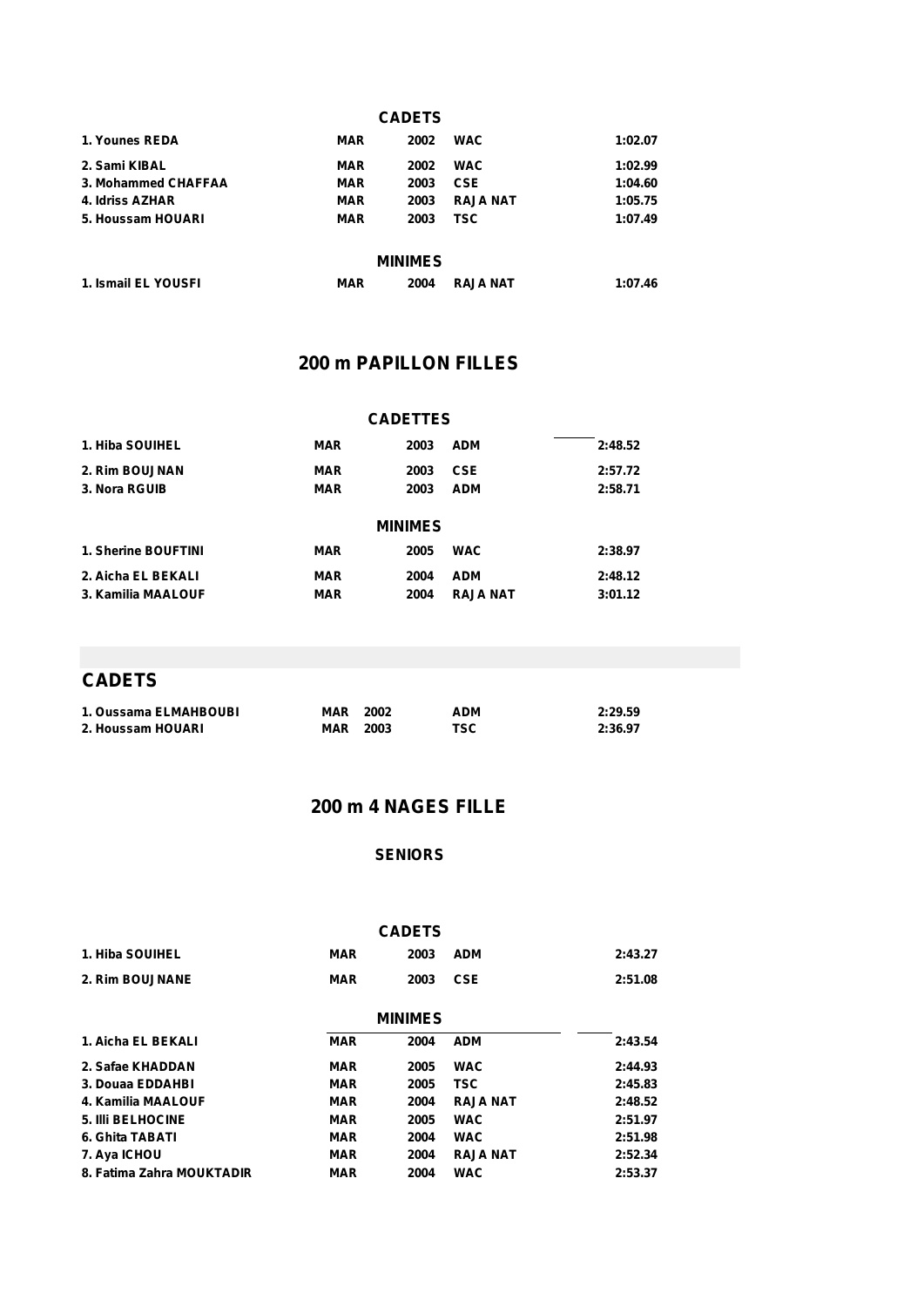### CADETS

| | | | | |
|---|---|---|---|---|
| 1. Younes REDA | MAR | 2002 | WAC | 1:02.07 |
| 2. Sami KIBAL | MAR | 2002 | WAC | 1:02.99 |
| 3. Mohammed CHAFFAA | MAR | 2003 | CSE | 1:04.60 |
| 4. Idriss AZHAR | MAR | 2003 | RAJA NAT | 1:05.75 |
| 5. Houssam HOUARI | MAR | 2003 | TSC | 1:07.49 |

### MINIMES

| | | | | |
|---|---|---|---|---|
| 1. Ismail EL YOUSFI | MAR | 2004 | RAJA NAT | 1:07.46 |

## 200 m PAPILLON FILLES

### CADETTES

| | | | | |
|---|---|---|---|---|
| 1. Hiba SOUIHEL | MAR | 2003 | ADM | 2:48.52 |
| 2. Rim BOUJNAN | MAR | 2003 | CSE | 2:57.72 |
| 3. Nora RGUIB | MAR | 2003 | ADM | 2:58.71 |

### MINIMES

| | | | | |
|---|---|---|---|---|
| 1. Sherine BOUFTINI | MAR | 2005 | WAC | 2:38.97 |
| 2. Aicha EL BEKALI | MAR | 2004 | ADM | 2:48.12 |
| 3. Kamilia MAALOUF | MAR | 2004 | RAJA NAT | 3:01.12 |

## CADETS

| | | | | |
|---|---|---|---|---|
| 1. Oussama ELMAHBOUBI | MAR | 2002 | ADM | 2:29.59 |
| 2. Houssam HOUARI | MAR | 2003 | TSC | 2:36.97 |

## 200 m 4 NAGES FILLE

### SENIORS

### CADETS

| | | | | |
|---|---|---|---|---|
| 1. Hiba SOUIHEL | MAR | 2003 | ADM | 2:43.27 |
| 2. Rim BOUJNANE | MAR | 2003 | CSE | 2:51.08 |

### MINIMES

| | | | | |
|---|---|---|---|---|
| 1. Aicha EL BEKALI | MAR | 2004 | ADM | 2:43.54 |
| 2. Safae KHADDAN | MAR | 2005 | WAC | 2:44.93 |
| 3. Douaa EDDAHBI | MAR | 2005 | TSC | 2:45.83 |
| 4. Kamilia MAALOUF | MAR | 2004 | RAJA NAT | 2:48.52 |
| 5. Illi BELHOCINE | MAR | 2005 | WAC | 2:51.97 |
| 6. Ghita TABATI | MAR | 2004 | WAC | 2:51.98 |
| 7. Aya ICHOU | MAR | 2004 | RAJA NAT | 2:52.34 |
| 8. Fatima Zahra MOUKTADIR | MAR | 2004 | WAC | 2:53.37 |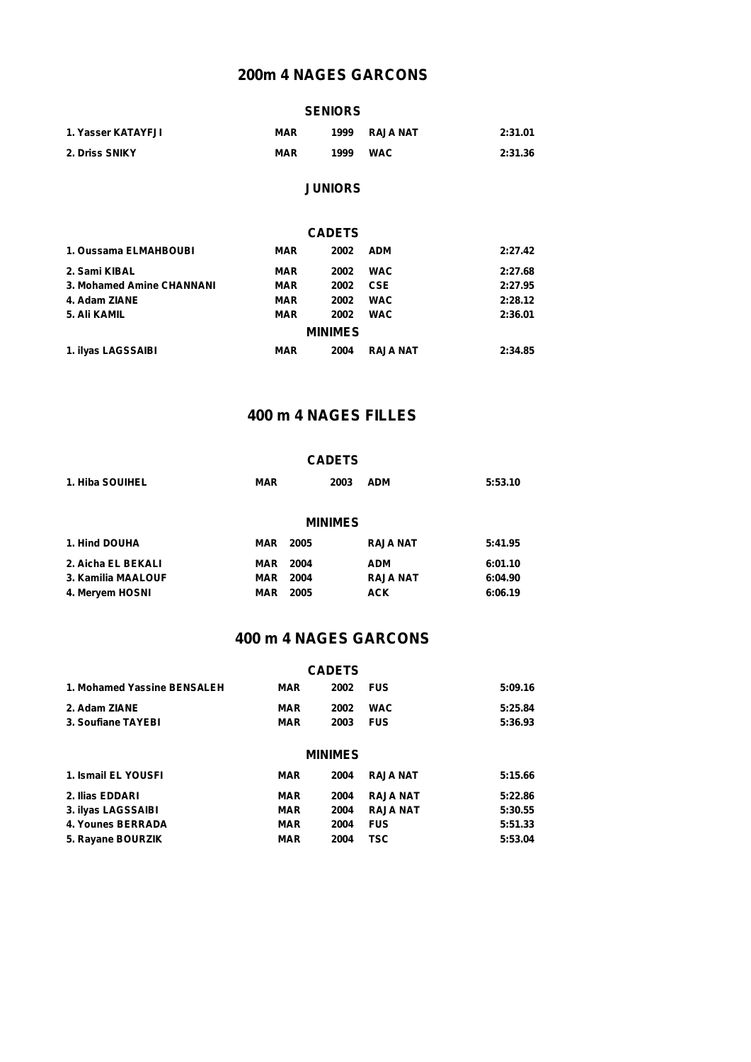# 200m 4 NAGES GARCONS

### SENIORS

| | | | | |
|---|---|---|---|---|
| 1. Yasser KATAYFJI | MAR | 1999 | RAJA NAT | 2:31.01 |
| 2. Driss SNIKY | MAR | 1999 | WAC | 2:31.36 |

### JUNIORS

### CADETS

| | | | | |
|---|---|---|---|---|
| 1. Oussama ELMAHBOUBI | MAR | 2002 | ADM | 2:27.42 |
| 2. Sami KIBAL | MAR | 2002 | WAC | 2:27.68 |
| 3. Mohamed Amine CHANNANI | MAR | 2002 | CSE | 2:27.95 |
| 4. Adam ZIANE | MAR | 2002 | WAC | 2:28.12 |
| 5. Ali KAMIL | MAR | 2002 | WAC | 2:36.01 |

### MINIMES

| | | | | |
|---|---|---|---|---|
| 1. ilyas LAGSSAIBI | MAR | 2004 | RAJA NAT | 2:34.85 |

# 400 m 4 NAGES FILLES

### CADETS

| | | | | |
|---|---|---|---|---|
| 1. Hiba SOUIHEL | MAR | 2003 | ADM | 5:53.10 |

### MINIMES

| | | | | |
|---|---|---|---|---|
| 1. Hind DOUHA | MAR | 2005 | RAJA NAT | 5:41.95 |
| 2. Aicha EL BEKALI | MAR | 2004 | ADM | 6:01.10 |
| 3. Kamilia MAALOUF | MAR | 2004 | RAJA NAT | 6:04.90 |
| 4. Meryem HOSNI | MAR | 2005 | ACK | 6:06.19 |

# 400 m 4 NAGES GARCONS

### CADETS

| | | | | |
|---|---|---|---|---|
| 1. Mohamed Yassine BENSALEH | MAR | 2002 | FUS | 5:09.16 |
| 2. Adam ZIANE | MAR | 2002 | WAC | 5:25.84 |
| 3. Soufiane TAYEBI | MAR | 2003 | FUS | 5:36.93 |

### MINIMES

| | | | | |
|---|---|---|---|---|
| 1. Ismail EL YOUSFI | MAR | 2004 | RAJA NAT | 5:15.66 |
| 2. Ilias EDDARI | MAR | 2004 | RAJA NAT | 5:22.86 |
| 3. ilyas LAGSSAIBI | MAR | 2004 | RAJA NAT | 5:30.55 |
| 4. Younes BERRADA | MAR | 2004 | FUS | 5:51.33 |
| 5. Rayane BOURZIK | MAR | 2004 | TSC | 5:53.04 |